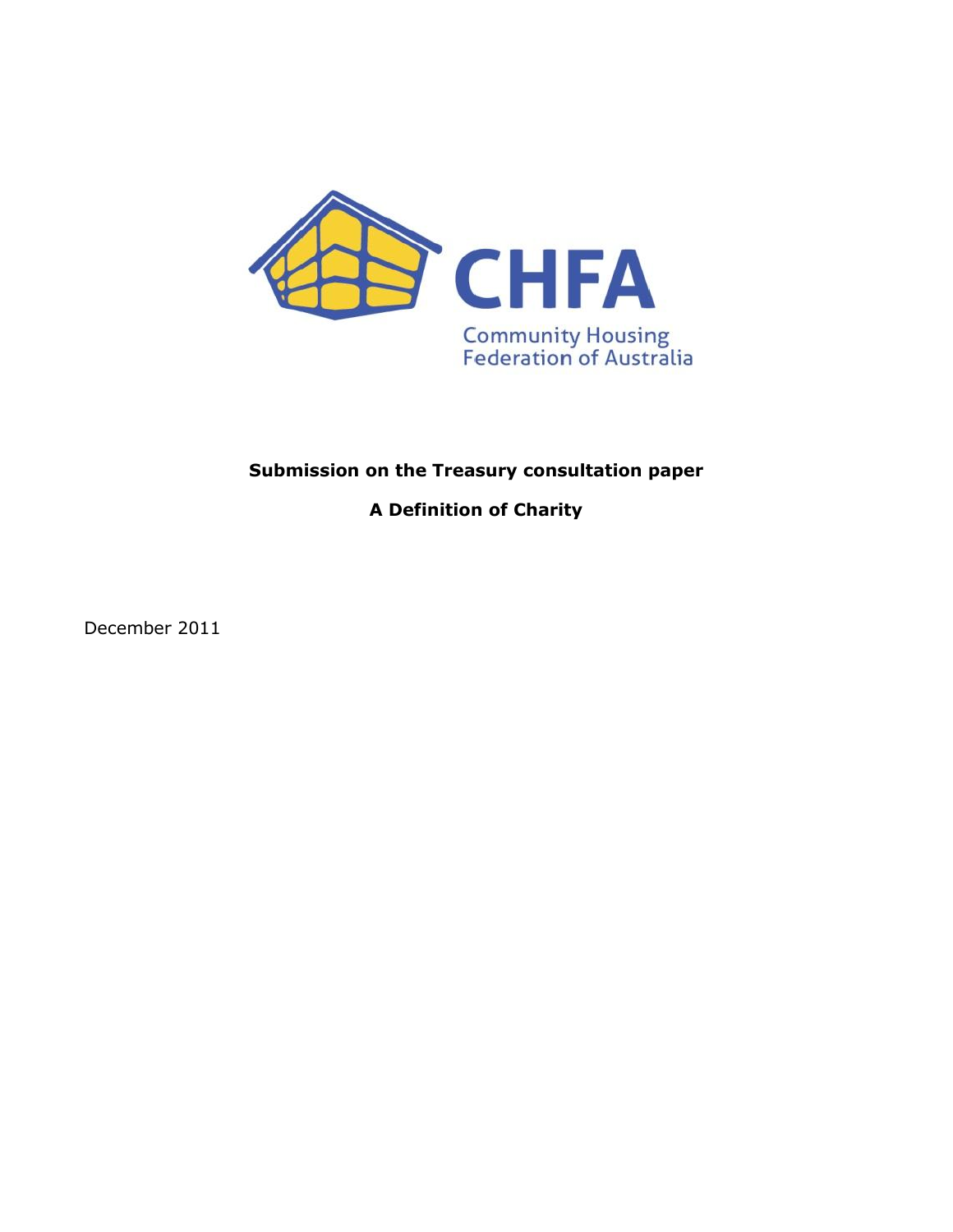CHFA

Community Housing Federation of Australia

**Submission on the Treasury consultation paper**

**A Definition of Charity**

December 2011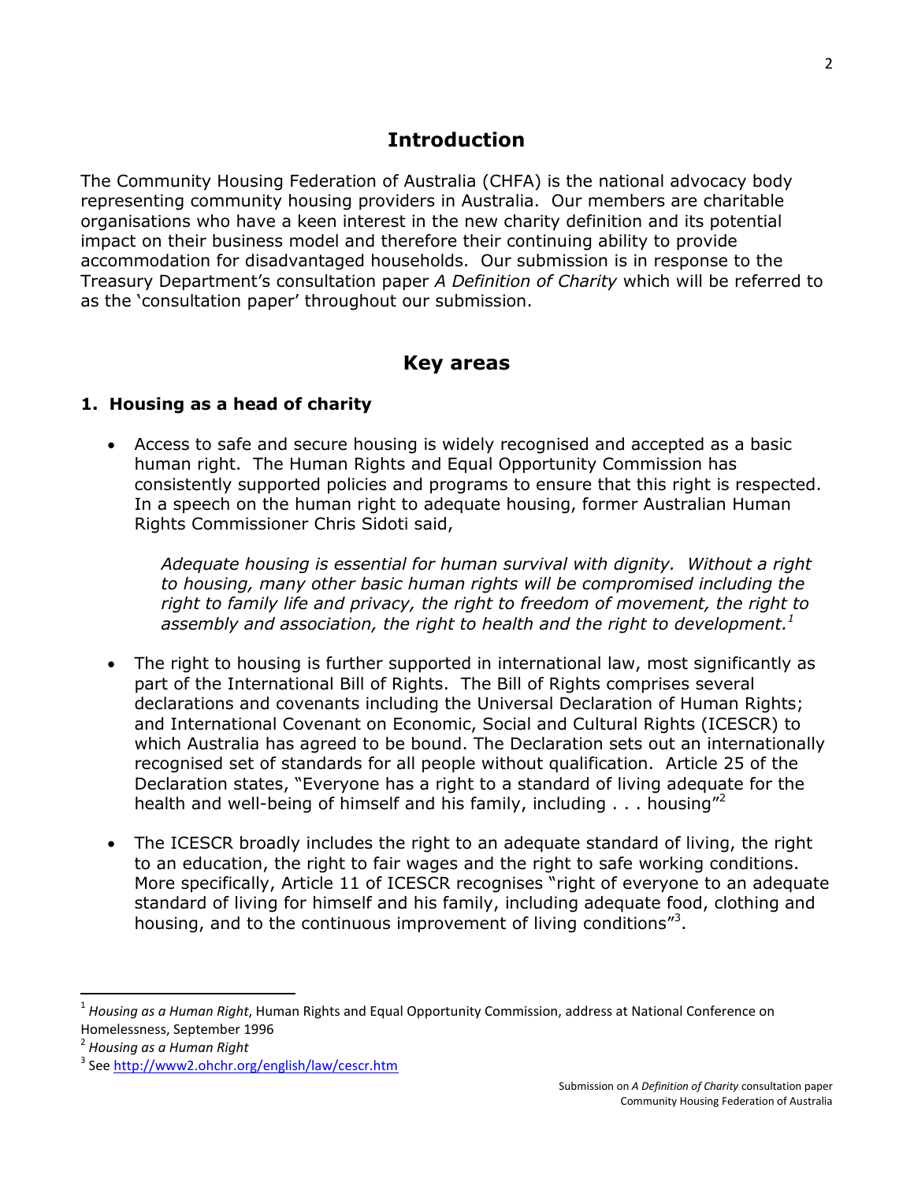## Introduction

The Community Housing Federation of Australia (CHFA) is the national advocacy body representing community housing providers in Australia. Our members are charitable organisations who have a keen interest in the new charity definition and its potential impact on their business model and therefore their continuing ability to provide accommodation for disadvantaged households. Our submission is in response to the Treasury Department's consultation paper *A Definition of Charity* which will be referred to as the 'consultation paper' throughout our submission.

## Key areas

### 1. Housing as a head of charity

- Access to safe and secure housing is widely recognised and accepted as a basic human right. The Human Rights and Equal Opportunity Commission has consistently supported policies and programs to ensure that this right is respected. In a speech on the human right to adequate housing, former Australian Human Rights Commissioner Chris Sidoti said,

  *Adequate housing is essential for human survival with dignity. Without a right to housing, many other basic human rights will be compromised including the right to family life and privacy, the right to freedom of movement, the right to assembly and association, the right to health and the right to development.*[1]

- The right to housing is further supported in international law, most significantly as part of the International Bill of Rights. The Bill of Rights comprises several declarations and covenants including the Universal Declaration of Human Rights; and International Covenant on Economic, Social and Cultural Rights (ICESCR) to which Australia has agreed to be bound. The Declaration sets out an internationally recognised set of standards for all people without qualification. Article 25 of the Declaration states, "Everyone has a right to a standard of living adequate for the health and well-being of himself and his family, including . . . housing"[2]

- The ICESCR broadly includes the right to an adequate standard of living, the right to an education, the right to fair wages and the right to safe working conditions. More specifically, Article 11 of ICESCR recognises "right of everyone to an adequate standard of living for himself and his family, including adequate food, clothing and housing, and to the continuous improvement of living conditions"[3].

---

[1] *Housing as a Human Right*, Human Rights and Equal Opportunity Commission, address at National Conference on Homelessness, September 1996

[2] *Housing as a Human Right*

[3] See http://www2.ohchr.org/english/law/cescr.htm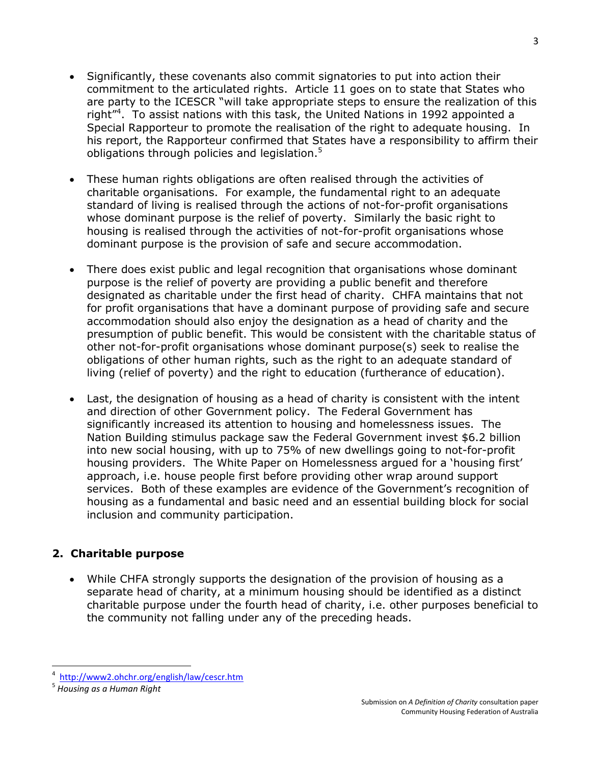- Significantly, these covenants also commit signatories to put into action their commitment to the articulated rights. Article 11 goes on to state that States who are party to the ICESCR "will take appropriate steps to ensure the realization of this right"[4]. To assist nations with this task, the United Nations in 1992 appointed a Special Rapporteur to promote the realisation of the right to adequate housing. In his report, the Rapporteur confirmed that States have a responsibility to affirm their obligations through policies and legislation.[5]

- These human rights obligations are often realised through the activities of charitable organisations. For example, the fundamental right to an adequate standard of living is realised through the actions of not-for-profit organisations whose dominant purpose is the relief of poverty. Similarly the basic right to housing is realised through the activities of not-for-profit organisations whose dominant purpose is the provision of safe and secure accommodation.

- There does exist public and legal recognition that organisations whose dominant purpose is the relief of poverty are providing a public benefit and therefore designated as charitable under the first head of charity. CHFA maintains that not for profit organisations that have a dominant purpose of providing safe and secure accommodation should also enjoy the designation as a head of charity and the presumption of public benefit. This would be consistent with the charitable status of other not-for-profit organisations whose dominant purpose(s) seek to realise the obligations of other human rights, such as the right to an adequate standard of living (relief of poverty) and the right to education (furtherance of education).

- Last, the designation of housing as a head of charity is consistent with the intent and direction of other Government policy. The Federal Government has significantly increased its attention to housing and homelessness issues. The Nation Building stimulus package saw the Federal Government invest $6.2 billion into new social housing, with up to 75% of new dwellings going to not-for-profit housing providers. The White Paper on Homelessness argued for a 'housing first' approach, i.e. house people first before providing other wrap around support services. Both of these examples are evidence of the Government's recognition of housing as a fundamental and basic need and an essential building block for social inclusion and community participation.

## 2. Charitable purpose

- While CHFA strongly supports the designation of the provision of housing as a separate head of charity, at a minimum housing should be identified as a distinct charitable purpose under the fourth head of charity, i.e. other purposes beneficial to the community not falling under any of the preceding heads.

---

[4] http://www2.ohchr.org/english/law/cescr.htm

[5] *Housing as a Human Right*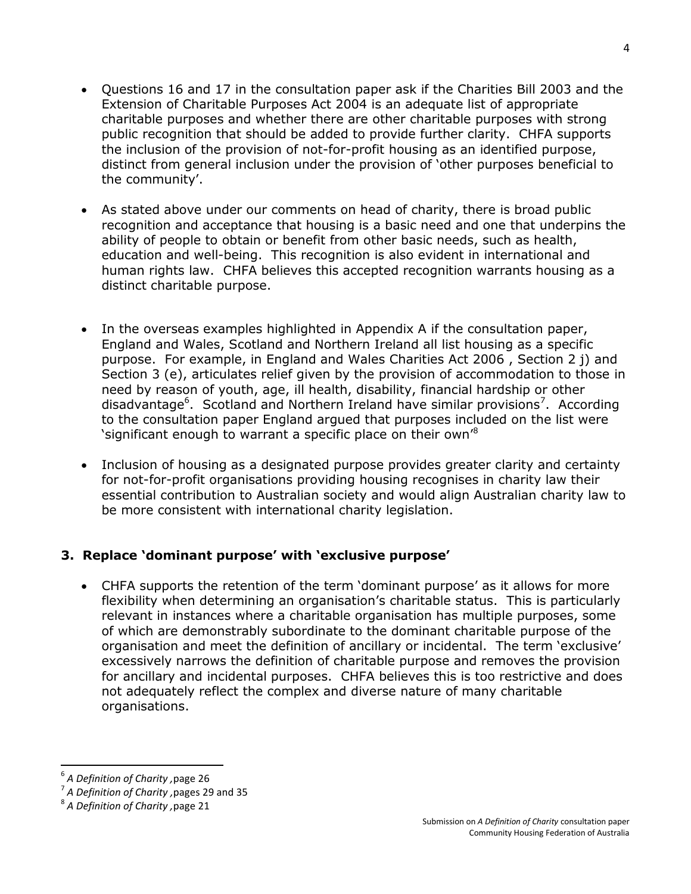- Questions 16 and 17 in the consultation paper ask if the Charities Bill 2003 and the Extension of Charitable Purposes Act 2004 is an adequate list of appropriate charitable purposes and whether there are other charitable purposes with strong public recognition that should be added to provide further clarity. CHFA supports the inclusion of the provision of not-for-profit housing as an identified purpose, distinct from general inclusion under the provision of 'other purposes beneficial to the community'.

- As stated above under our comments on head of charity, there is broad public recognition and acceptance that housing is a basic need and one that underpins the ability of people to obtain or benefit from other basic needs, such as health, education and well-being. This recognition is also evident in international and human rights law. CHFA believes this accepted recognition warrants housing as a distinct charitable purpose.

- In the overseas examples highlighted in Appendix A if the consultation paper, England and Wales, Scotland and Northern Ireland all list housing as a specific purpose. For example, in England and Wales Charities Act 2006 , Section 2 j) and Section 3 (e), articulates relief given by the provision of accommodation to those in need by reason of youth, age, ill health, disability, financial hardship or other disadvantage[6]. Scotland and Northern Ireland have similar provisions[7]. According to the consultation paper England argued that purposes included on the list were 'significant enough to warrant a specific place on their own'[8]

- Inclusion of housing as a designated purpose provides greater clarity and certainty for not-for-profit organisations providing housing recognises in charity law their essential contribution to Australian society and would align Australian charity law to be more consistent with international charity legislation.

### 3. Replace 'dominant purpose' with 'exclusive purpose'

- CHFA supports the retention of the term 'dominant purpose' as it allows for more flexibility when determining an organisation's charitable status. This is particularly relevant in instances where a charitable organisation has multiple purposes, some of which are demonstrably subordinate to the dominant charitable purpose of the organisation and meet the definition of ancillary or incidental. The term 'exclusive' excessively narrows the definition of charitable purpose and removes the provision for ancillary and incidental purposes. CHFA believes this is too restrictive and does not adequately reflect the complex and diverse nature of many charitable organisations.

---

[6] *A Definition of Charity* ,page 26

[7] *A Definition of Charity* ,pages 29 and 35

[8] *A Definition of Charity* ,page 21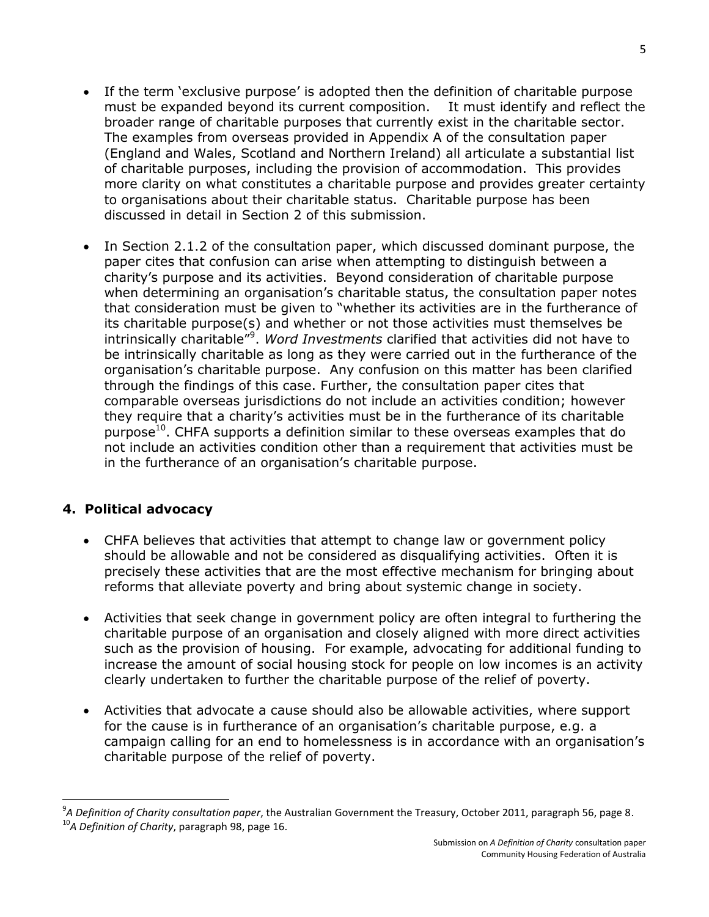- If the term 'exclusive purpose' is adopted then the definition of charitable purpose must be expanded beyond its current composition. It must identify and reflect the broader range of charitable purposes that currently exist in the charitable sector. The examples from overseas provided in Appendix A of the consultation paper (England and Wales, Scotland and Northern Ireland) all articulate a substantial list of charitable purposes, including the provision of accommodation. This provides more clarity on what constitutes a charitable purpose and provides greater certainty to organisations about their charitable status. Charitable purpose has been discussed in detail in Section 2 of this submission.

- In Section 2.1.2 of the consultation paper, which discussed dominant purpose, the paper cites that confusion can arise when attempting to distinguish between a charity's purpose and its activities. Beyond consideration of charitable purpose when determining an organisation's charitable status, the consultation paper notes that consideration must be given to "whether its activities are in the furtherance of its charitable purpose(s) and whether or not those activities must themselves be intrinsically charitable"[9]. *Word Investments* clarified that activities did not have to be intrinsically charitable as long as they were carried out in the furtherance of the organisation's charitable purpose. Any confusion on this matter has been clarified through the findings of this case. Further, the consultation paper cites that comparable overseas jurisdictions do not include an activities condition; however they require that a charity's activities must be in the furtherance of its charitable purpose[10]. CHFA supports a definition similar to these overseas examples that do not include an activities condition other than a requirement that activities must be in the furtherance of an organisation's charitable purpose.

## 4. Political advocacy

- CHFA believes that activities that attempt to change law or government policy should be allowable and not be considered as disqualifying activities. Often it is precisely these activities that are the most effective mechanism for bringing about reforms that alleviate poverty and bring about systemic change in society.

- Activities that seek change in government policy are often integral to furthering the charitable purpose of an organisation and closely aligned with more direct activities such as the provision of housing. For example, advocating for additional funding to increase the amount of social housing stock for people on low incomes is an activity clearly undertaken to further the charitable purpose of the relief of poverty.

- Activities that advocate a cause should also be allowable activities, where support for the cause is in furtherance of an organisation's charitable purpose, e.g. a campaign calling for an end to homelessness is in accordance with an organisation's charitable purpose of the relief of poverty.

---

[9] *A Definition of Charity consultation paper*, the Australian Government the Treasury, October 2011, paragraph 56, page 8.

[10] *A Definition of Charity*, paragraph 98, page 16.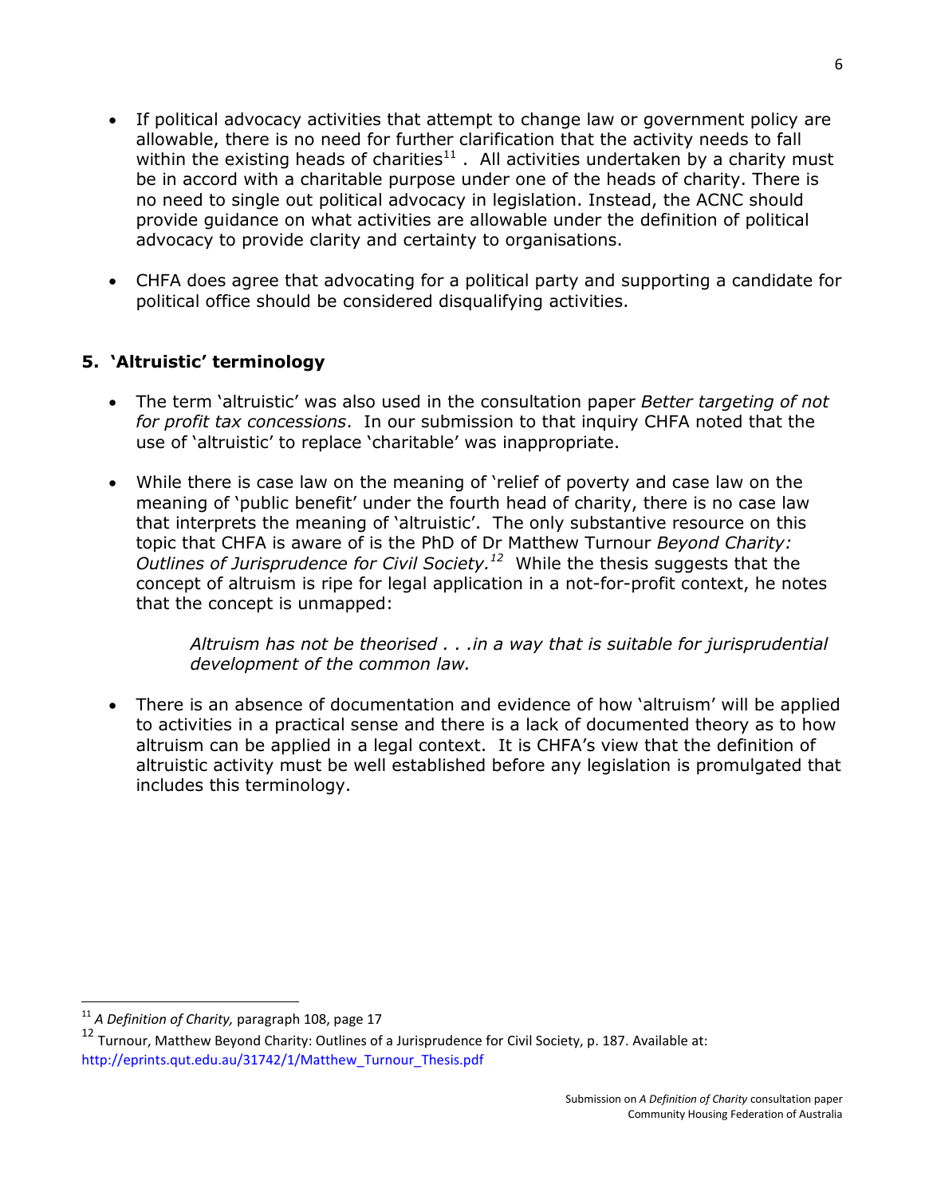- If political advocacy activities that attempt to change law or government policy are allowable, there is no need for further clarification that the activity needs to fall within the existing heads of charities[11] . All activities undertaken by a charity must be in accord with a charitable purpose under one of the heads of charity. There is no need to single out political advocacy in legislation. Instead, the ACNC should provide guidance on what activities are allowable under the definition of political advocacy to provide clarity and certainty to organisations.

- CHFA does agree that advocating for a political party and supporting a candidate for political office should be considered disqualifying activities.

## 5. 'Altruistic' terminology

- The term 'altruistic' was also used in the consultation paper *Better targeting of not for profit tax concessions*. In our submission to that inquiry CHFA noted that the use of 'altruistic' to replace 'charitable' was inappropriate.

- While there is case law on the meaning of 'relief of poverty and case law on the meaning of 'public benefit' under the fourth head of charity, there is no case law that interprets the meaning of 'altruistic'. The only substantive resource on this topic that CHFA is aware of is the PhD of Dr Matthew Turnour *Beyond Charity: Outlines of Jurisprudence for Civil Society.*[12] While the thesis suggests that the concept of altruism is ripe for legal application in a not-for-profit context, he notes that the concept is unmapped:

  > *Altruism has not be theorised . . .in a way that is suitable for jurisprudential development of the common law.*

- There is an absence of documentation and evidence of how 'altruism' will be applied to activities in a practical sense and there is a lack of documented theory as to how altruism can be applied in a legal context. It is CHFA's view that the definition of altruistic activity must be well established before any legislation is promulgated that includes this terminology.

---

[11] *A Definition of Charity,* paragraph 108, page 17

[12] Turnour, Matthew Beyond Charity: Outlines of a Jurisprudence for Civil Society, p. 187. Available at: http://eprints.qut.edu.au/31742/1/Matthew_Turnour_Thesis.pdf